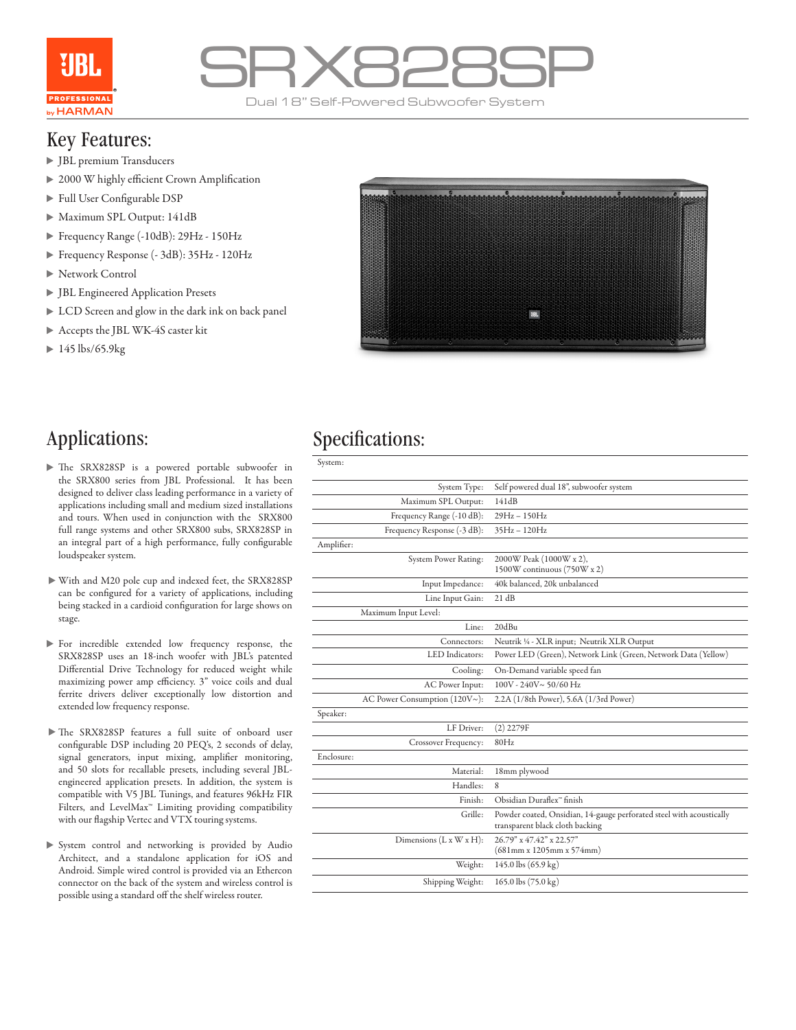# SRX828SP

Dual 18" Self-Powered Subwoofer System

## Key Features:

- JBL premium Transducers
- 2000 W highly efficient Crown Amplification
- Full User Configurable DSP
- Maximum SPL Output: 141dB
- Frequency Range (-10dB): 29Hz - 150Hz
- Frequency Response (- 3dB): 35Hz - 120Hz
- Network Control
- JBL Engineered Application Presets
- LCD Screen and glow in the dark ink on back panel
- Accepts the JBL WK-4S caster kit
- 145 lbs/65.9kg

## Applications:

- The SRX828SP is a powered portable subwoofer in the SRX800 series from JBL Professional. It has been designed to deliver class leading performance in a variety of applications including small and medium sized installations and tours. When used in conjunction with the SRX800 full range systems and other SRX800 subs, SRX828SP in an integral part of a high performance, fully configurable loudspeaker system.
- With and M20 pole cup and indexed feet, the SRX828SP can be configured for a variety of applications, including being stacked in a cardioid configuration for large shows on stage.
- For incredible extended low frequency response, the SRX828SP uses an 18-inch woofer with JBL's patented Differential Drive Technology for reduced weight while maximizing power amp efficiency. 3" voice coils and dual ferrite drivers deliver exceptionally low distortion and extended low frequency response.
- The SRX828SP features a full suite of onboard user configurable DSP including 20 PEQ's, 2 seconds of delay, signal generators, input mixing, amplifier monitoring, and 50 slots for recallable presets, including several JBL-engineered application presets. In addition, the system is compatible with V5 JBL Tunings, and features 96kHz FIR Filters, and LevelMax™ Limiting providing compatibility with our flagship Vertec and VTX touring systems.
- System control and networking is provided by Audio Architect, and a standalone application for iOS and Android. Simple wired control is provided via an Ethercon connector on the back of the system and wireless control is possible using a standard off the shelf wireless router.

## Specifications:

| | |
|---|---|
| **System:** | |
| System Type: | Self powered dual 18", subwoofer system |
| Maximum SPL Output: | 141dB |
| Frequency Range (-10 dB): | 29Hz – 150Hz |
| Frequency Response (-3 dB): | 35Hz – 120Hz |
| **Amplifier:** | |
| System Power Rating: | 2000W Peak (1000W x 2), 1500W continuous (750W x 2) |
| Input Impedance: | 40k balanced, 20k unbalanced |
| Line Input Gain: | 21 dB |
| Maximum Input Level: | |
| Line: | 20dBu |
| Connectors: | Neutrik ¼ - XLR input; Neutrik XLR Output |
| LED Indicators: | Power LED (Green), Network Link (Green, Network Data (Yellow) |
| Cooling: | On-Demand variable speed fan |
| AC Power Input: | 100V - 240V~ 50/60 Hz |
| AC Power Consumption (120V~): | 2.2A (1/8th Power), 5.6A (1/3rd Power) |
| **Speaker:** | |
| LF Driver: | (2) 2279F |
| Crossover Frequency: | 80Hz |
| **Enclosure:** | |
| Material: | 18mm plywood |
| Handles: | 8 |
| Finish: | Obsidian Duraflex™ finish |
| Grille: | Powder coated, Onsidian, 14-gauge perforated steel with acoustically transparent black cloth backing |
| Dimensions (L x W x H): | 26.79" x 47.42" x 22.57" (681mm x 1205mm x 574mm) |
| Weight: | 145.0 lbs (65.9 kg) |
| Shipping Weight: | 165.0 lbs (75.0 kg) |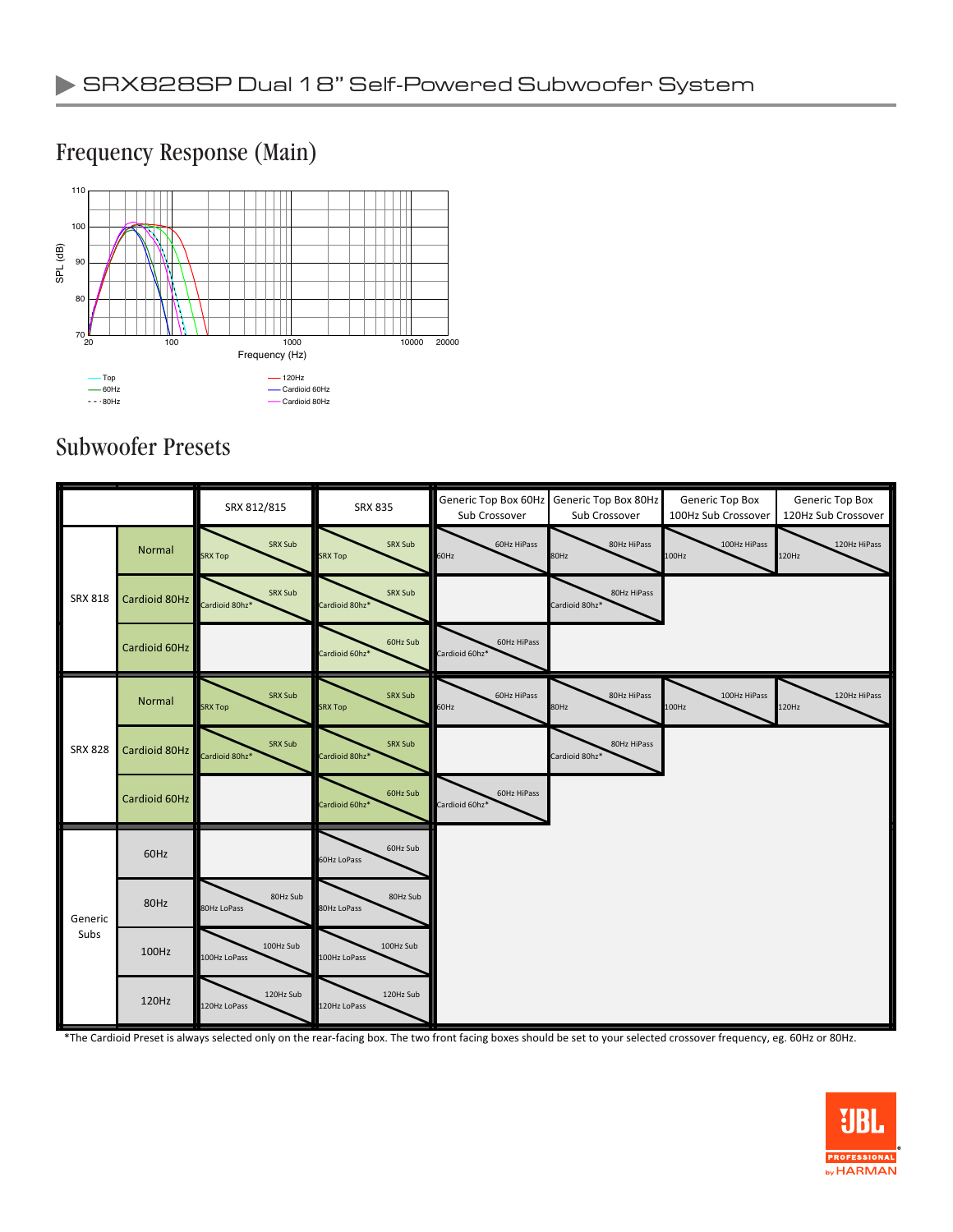## Frequency Response (Main)

110
100
90
80
70

SPL (dB)

20 100 1000 10000 20000

Frequency (Hz)

- Top
- 60Hz
- 80Hz
- 120Hz
- Cardioid 60Hz
- Cardioid 80Hz

## Subwoofer Presets

| | | SRX 812/815 | SRX 835 | Generic Top Box 60Hz Sub Crossover | Generic Top Box 80Hz Sub Crossover | Generic Top Box 100Hz Sub Crossover | Generic Top Box 120Hz Sub Crossover |
|---|---|---|---|---|---|---|---|
| SRX 818 | Normal | SRX Sub / SRX Top | SRX Sub / SRX Top | 60Hz HiPass / 60Hz | 80Hz HiPass / 80Hz | 100Hz HiPass / 100Hz | 120Hz HiPass / 120Hz |
| | Cardioid 80Hz | SRX Sub / Cardioid 80hz* | SRX Sub / Cardioid 80hz* | | 80Hz HiPass / Cardioid 80hz* | | |
| | Cardioid 60Hz | | 60Hz Sub / Cardioid 60hz* | 60Hz HiPass / Cardioid 60hz* | | | |
| SRX 828 | Normal | SRX Sub / SRX Top | SRX Sub / SRX Top | 60Hz HiPass / 60Hz | 80Hz HiPass / 80Hz | 100Hz HiPass / 100Hz | 120Hz HiPass / 120Hz |
| | Cardioid 80Hz | SRX Sub / Cardioid 80hz* | SRX Sub / Cardioid 80hz* | | 80Hz HiPass / Cardioid 80hz* | | |
| | Cardioid 60Hz | | 60Hz Sub / Cardioid 60hz* | 60Hz HiPass / Cardioid 60hz* | | | |
| Generic Subs | 60Hz | | 60Hz Sub / 60Hz LoPass | | | | |
| | 80Hz | 80Hz Sub / 80Hz LoPass | 80Hz Sub / 80Hz LoPass | | | | |
| | 100Hz | 100Hz Sub / 100Hz LoPass | 100Hz Sub / 100Hz LoPass | | | | |
| | 120Hz | 120Hz Sub / 120Hz LoPass | 120Hz Sub / 120Hz LoPass | | | | |

*The Cardioid Preset is always selected only on the rear-facing box. The two front facing boxes should be set to your selected crossover frequency, eg. 60Hz or 80Hz.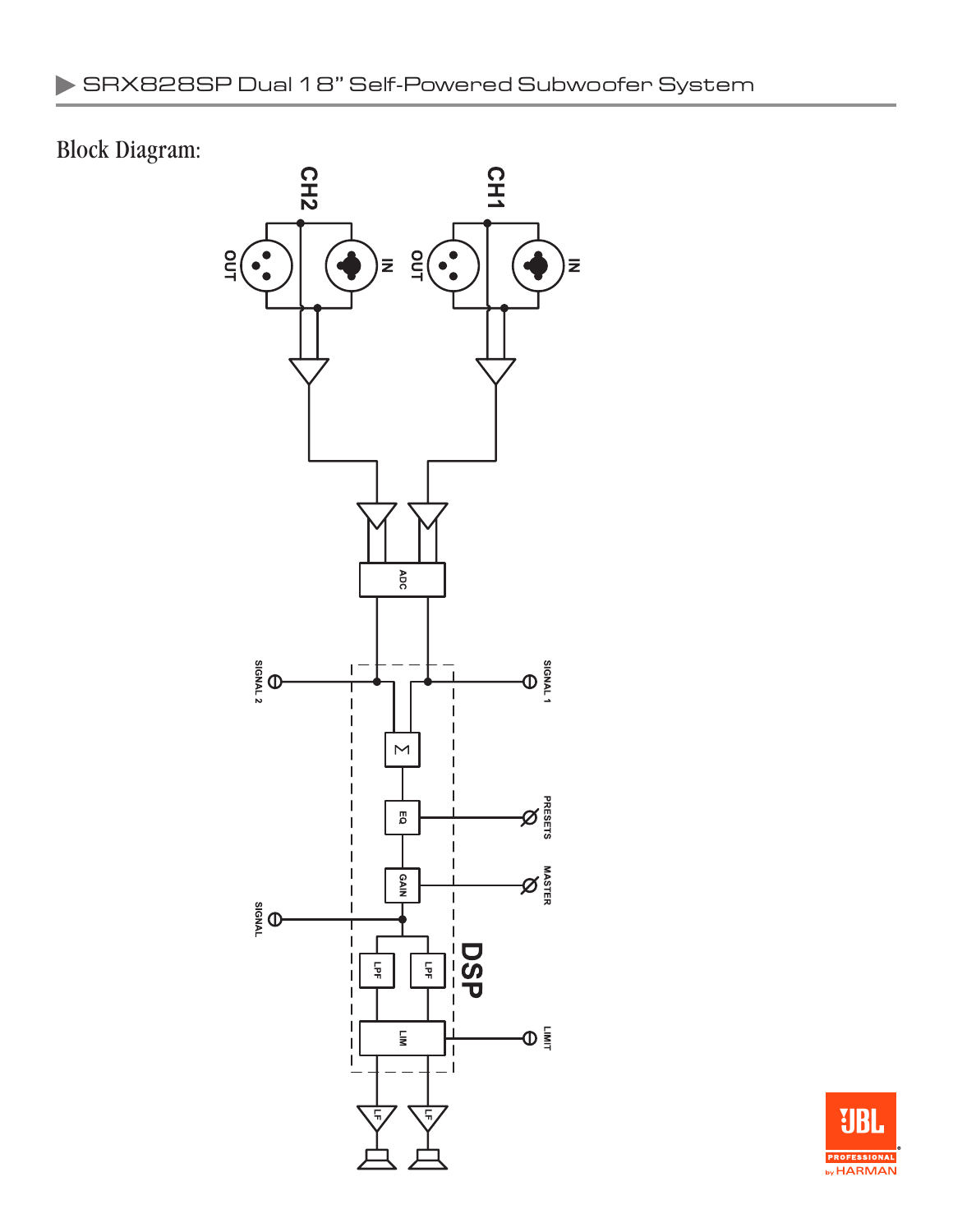## Block Diagram:

CH2

OUT

IN

CH1

OUT

IN

ADC

SIGNAL 2

SIGNAL 1

Σ

EQ

PRESETS

GAIN

MASTER

SIGNAL

LPF

LPF

DSP

LIM

LIMIT

LF

LF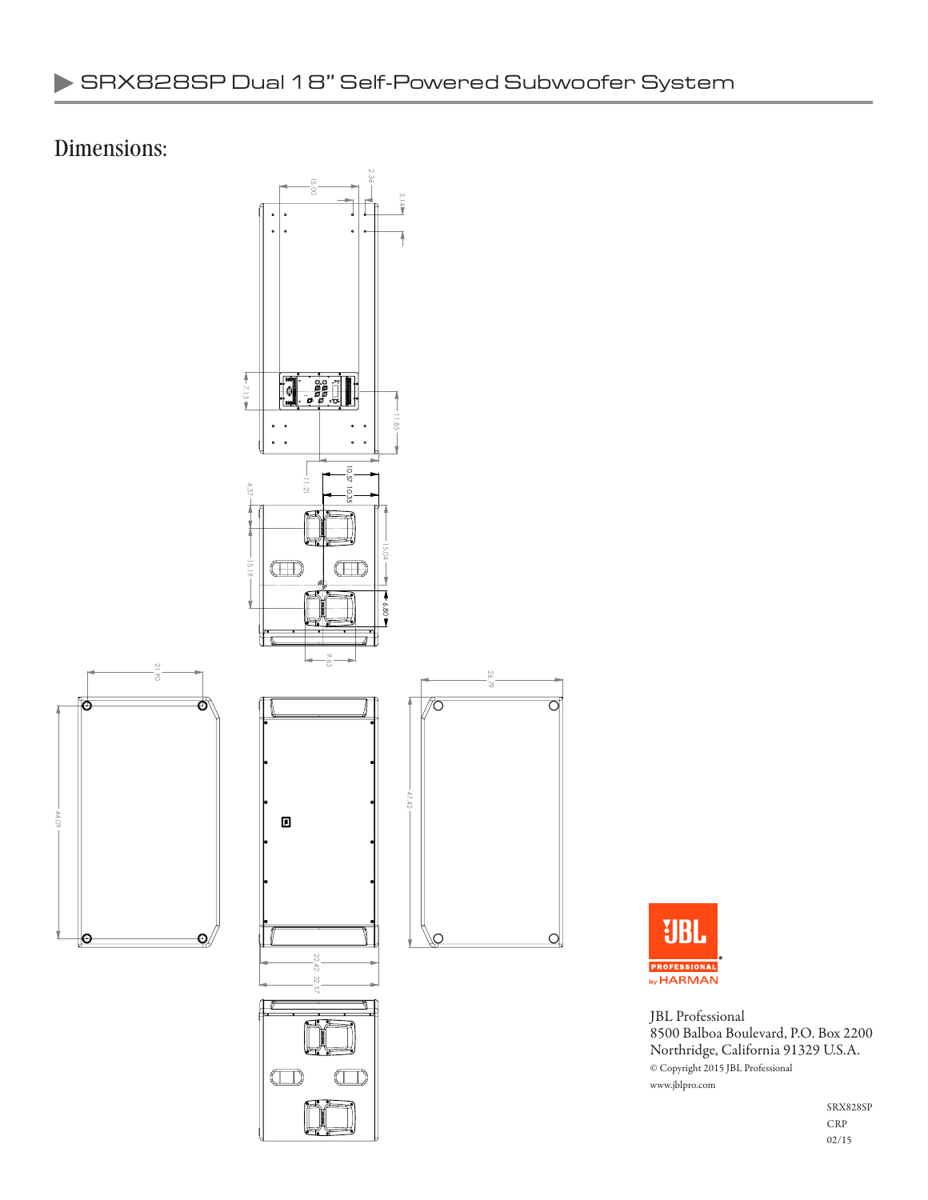# SRX828SP Dual 18" Self-Powered Subwoofer System

## Dimensions:

15.00
2.36
3.14
7.13
11.85
10.57
10.35
11.21
4.37
15.19
15.04
6.80
9.63
21.90
26.79
44.09
47.42
22.42
22.57

JBL Professional
8500 Balboa Boulevard, P.O. Box 2200
Northridge, California 91329 U.S.A.
© Copyright 2015 JBL Professional
www.jblpro.com

SRX828SP
CRP
02/15